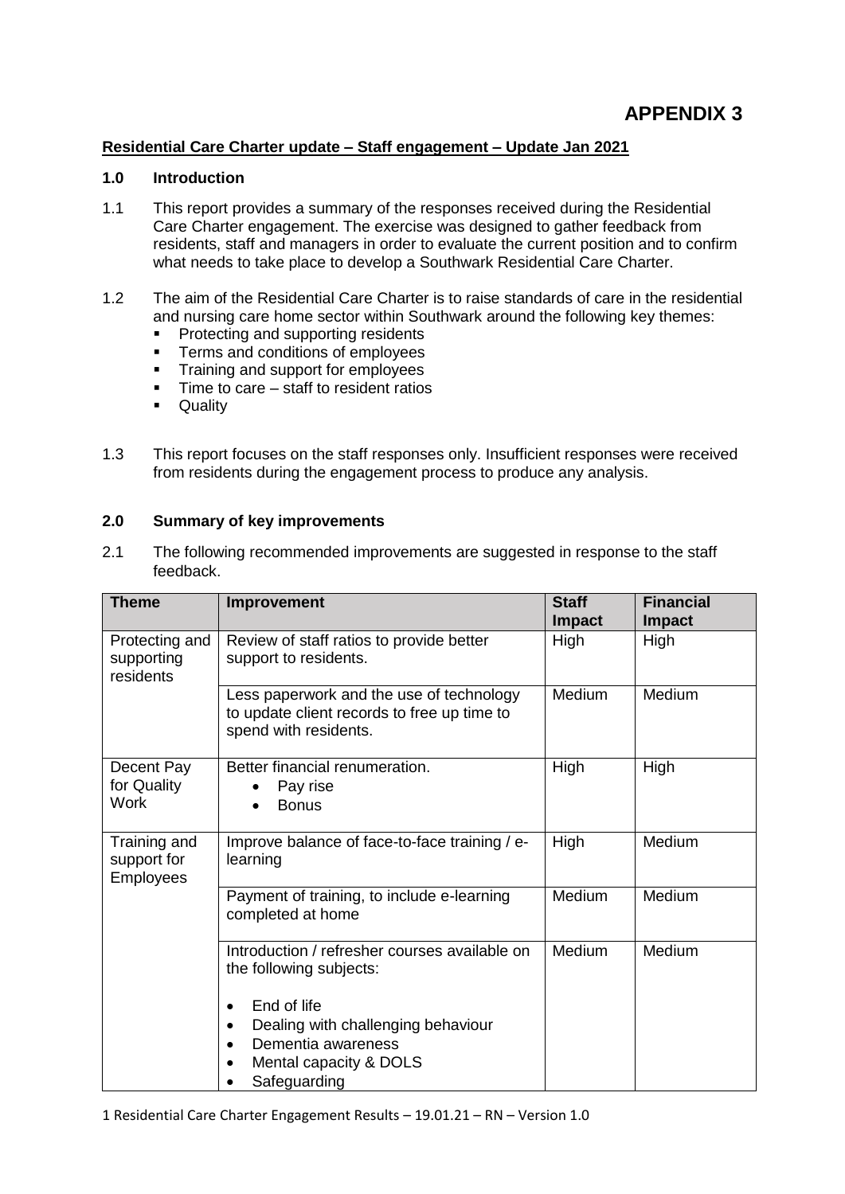# APPENDIX 3

**Residential Care Charter update – Staff engagement – Update Jan 2021**

## 1.0 Introduction

1.1 This report provides a summary of the responses received during the Residential Care Charter engagement. The exercise was designed to gather feedback from residents, staff and managers in order to evaluate the current position and to confirm what needs to take place to develop a Southwark Residential Care Charter.

1.2 The aim of the Residential Care Charter is to raise standards of care in the residential and nursing care home sector within Southwark around the following key themes:

- Protecting and supporting residents
- Terms and conditions of employees
- Training and support for employees
- Time to care – staff to resident ratios
- Quality

1.3 This report focuses on the staff responses only. Insufficient responses were received from residents during the engagement process to produce any analysis.

## 2.0 Summary of key improvements

2.1 The following recommended improvements are suggested in response to the staff feedback.

| Theme | Improvement | Staff Impact | Financial Impact |
|---|---|---|---|
| Protecting and supporting residents | Review of staff ratios to provide better support to residents. | High | High |
| | Less paperwork and the use of technology to update client records to free up time to spend with residents. | Medium | Medium |
| Decent Pay for Quality Work | Better financial renumeration.<br>• Pay rise<br>• Bonus | High | High |
| Training and support for Employees | Improve balance of face-to-face training / e-learning | High | Medium |
| | Payment of training, to include e-learning completed at home | Medium | Medium |
| | Introduction / refresher courses available on the following subjects:<br>• End of life<br>• Dealing with challenging behaviour<br>• Dementia awareness<br>• Mental capacity & DOLS<br>• Safeguarding | Medium | Medium |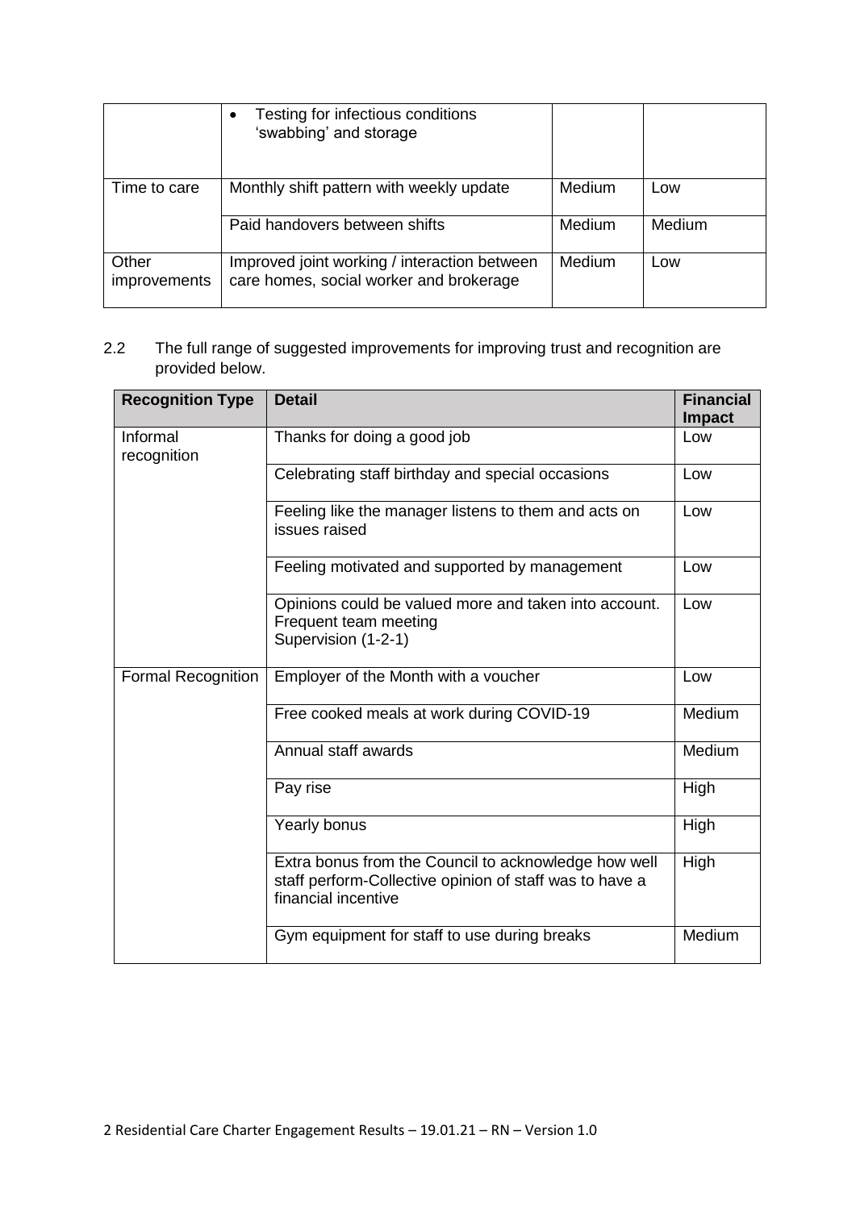|  | • Testing for infectious conditions 'swabbing' and storage |  |  |
|---|---|---|---|
| Time to care | Monthly shift pattern with weekly update | Medium | Low |
|  | Paid handovers between shifts | Medium | Medium |
| Other improvements | Improved joint working / interaction between care homes, social worker and brokerage | Medium | Low |

2.2 The full range of suggested improvements for improving trust and recognition are provided below.

| Recognition Type | Detail | Financial Impact |
|---|---|---|
| Informal recognition | Thanks for doing a good job | Low |
|  | Celebrating staff birthday and special occasions | Low |
|  | Feeling like the manager listens to them and acts on issues raised | Low |
|  | Feeling motivated and supported by management | Low |
|  | Opinions could be valued more and taken into account. Frequent team meeting Supervision (1-2-1) | Low |
| Formal Recognition | Employer of the Month with a voucher | Low |
|  | Free cooked meals at work during COVID-19 | Medium |
|  | Annual staff awards | Medium |
|  | Pay rise | High |
|  | Yearly bonus | High |
|  | Extra bonus from the Council to acknowledge how well staff perform-Collective opinion of staff was to have a financial incentive | High |
|  | Gym equipment for staff to use during breaks | Medium |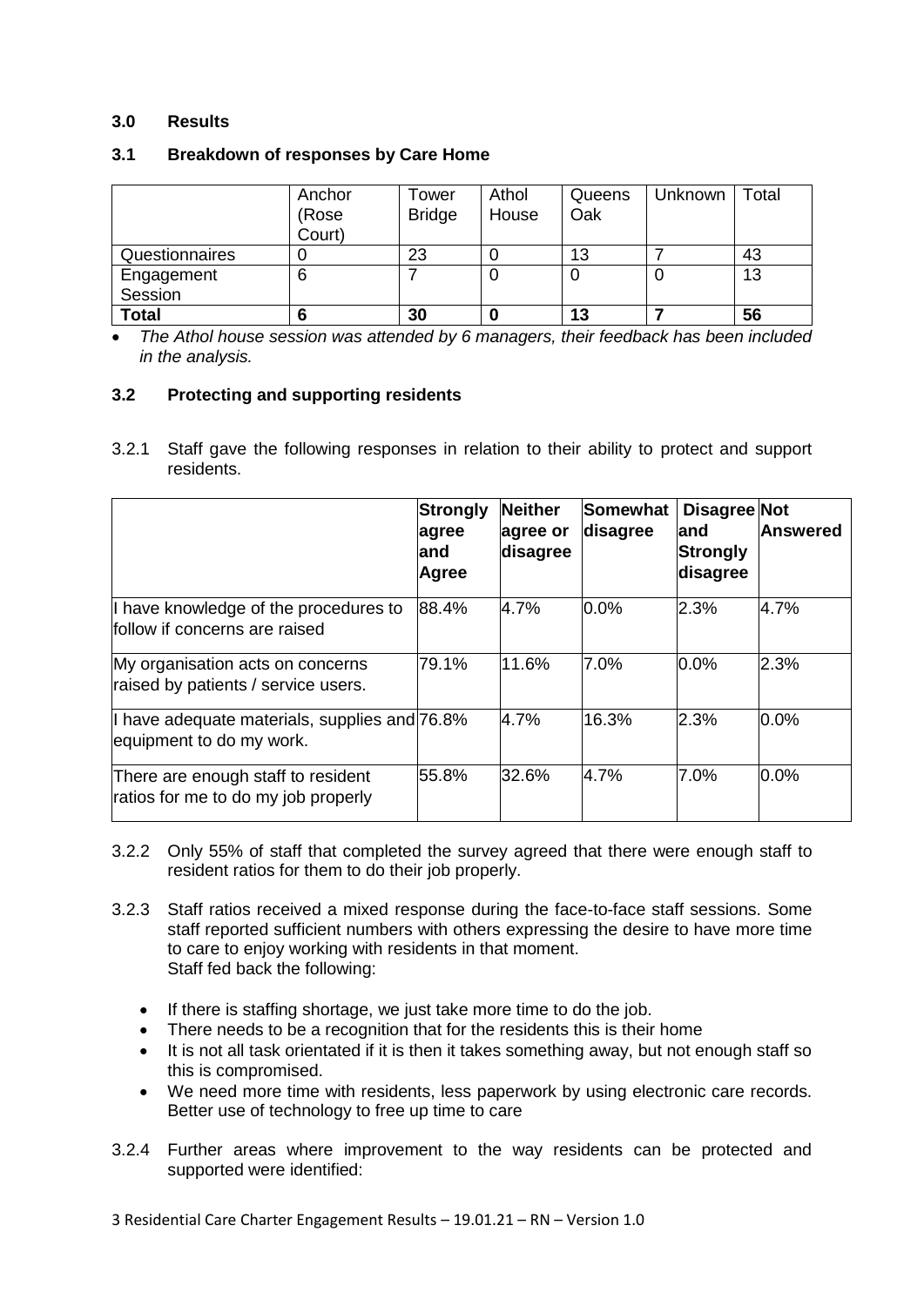### 3.0 Results

### 3.1 Breakdown of responses by Care Home

| | Anchor (Rose Court) | Tower Bridge | Athol House | Queens Oak | Unknown | Total |
|---|---|---|---|---|---|---|
| Questionnaires | 0 | 23 | 0 | 13 | 7 | 43 |
| Engagement Session | 6 | 7 | 0 | 0 | 0 | 13 |
| **Total** | **6** | **30** | **0** | **13** | **7** | **56** |

- *The Athol house session was attended by 6 managers, their feedback has been included in the analysis.*

### 3.2 Protecting and supporting residents

3.2.1 Staff gave the following responses in relation to their ability to protect and support residents.

| | Strongly agree and Agree | Neither agree or disagree | Somewhat disagree | Disagree and Strongly disagree | Not Answered |
|---|---|---|---|---|---|
| I have knowledge of the procedures to follow if concerns are raised | 88.4% | 4.7% | 0.0% | 2.3% | 4.7% |
| My organisation acts on concerns raised by patients / service users. | 79.1% | 11.6% | 7.0% | 0.0% | 2.3% |
| I have adequate materials, supplies and equipment to do my work. | 76.8% | 4.7% | 16.3% | 2.3% | 0.0% |
| There are enough staff to resident ratios for me to do my job properly | 55.8% | 32.6% | 4.7% | 7.0% | 0.0% |

3.2.2 Only 55% of staff that completed the survey agreed that there were enough staff to resident ratios for them to do their job properly.

3.2.3 Staff ratios received a mixed response during the face-to-face staff sessions. Some staff reported sufficient numbers with others expressing the desire to have more time to care to enjoy working with residents in that moment.
Staff fed back the following:

- If there is staffing shortage, we just take more time to do the job.
- There needs to be a recognition that for the residents this is their home
- It is not all task orientated if it is then it takes something away, but not enough staff so this is compromised.
- We need more time with residents, less paperwork by using electronic care records. Better use of technology to free up time to care

3.2.4 Further areas where improvement to the way residents can be protected and supported were identified: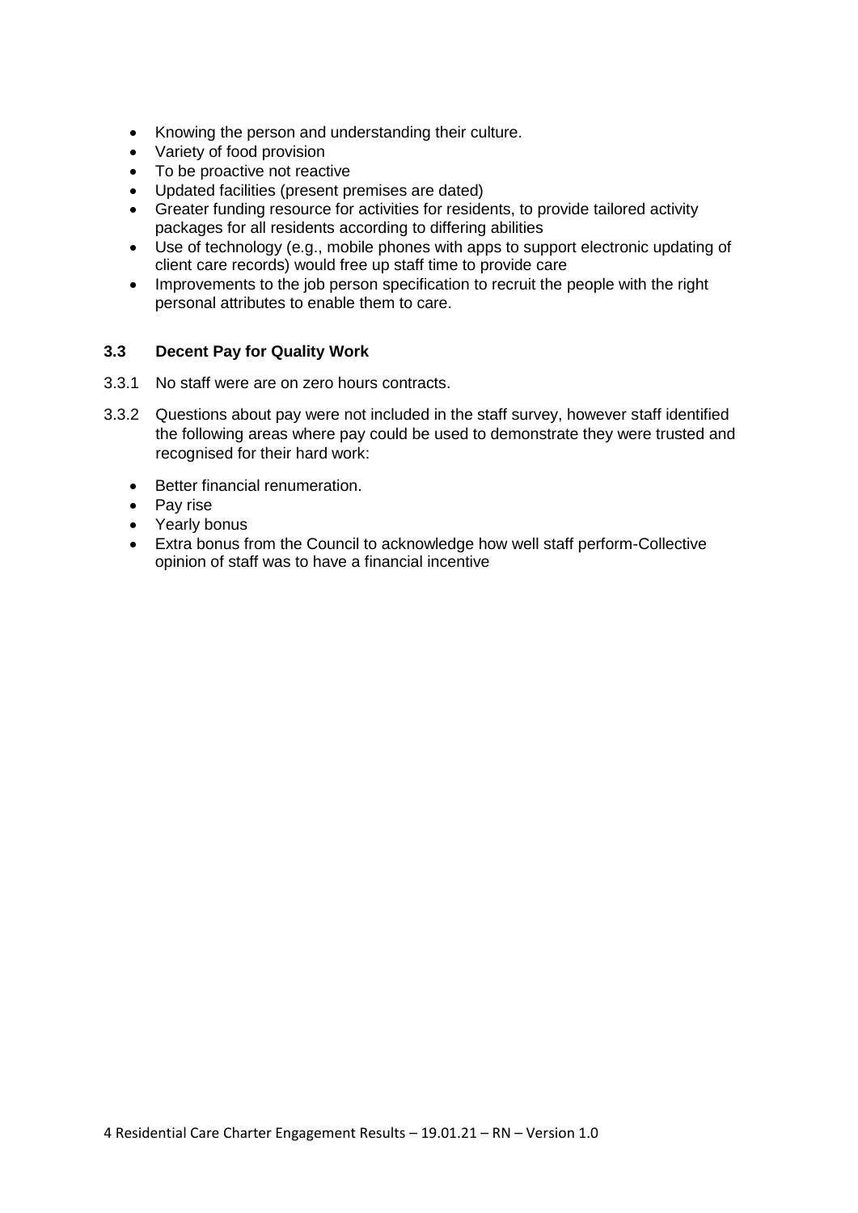- Knowing the person and understanding their culture.
- Variety of food provision
- To be proactive not reactive
- Updated facilities (present premises are dated)
- Greater funding resource for activities for residents, to provide tailored activity packages for all residents according to differing abilities
- Use of technology (e.g., mobile phones with apps to support electronic updating of client care records) would free up staff time to provide care
- Improvements to the job person specification to recruit the people with the right personal attributes to enable them to care.

### 3.3 Decent Pay for Quality Work

3.3.1 No staff were are on zero hours contracts.

3.3.2 Questions about pay were not included in the staff survey, however staff identified the following areas where pay could be used to demonstrate they were trusted and recognised for their hard work:

- Better financial renumeration.
- Pay rise
- Yearly bonus
- Extra bonus from the Council to acknowledge how well staff perform-Collective opinion of staff was to have a financial incentive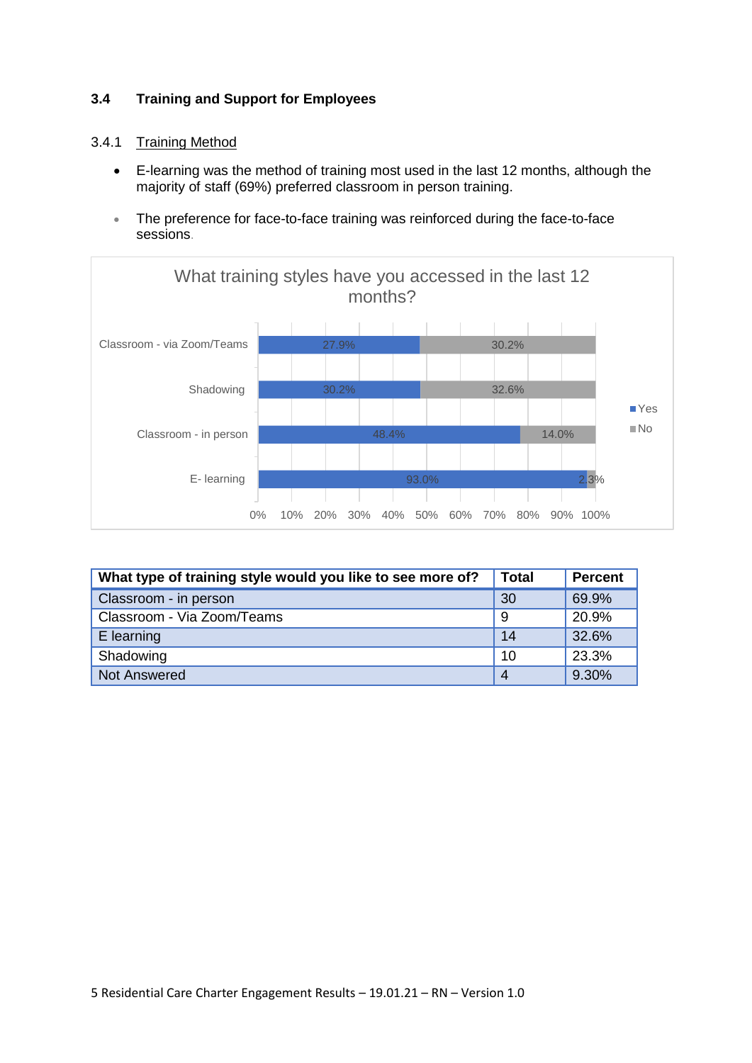### 3.4 Training and Support for Employees

#### 3.4.1 Training Method

- E-learning was the method of training most used in the last 12 months, although the majority of staff (69%) preferred classroom in person training.
- The preference for face-to-face training was reinforced during the face-to-face sessions.

What training styles have you accessed in the last 12 months?

| | Yes | No |
|---|---|---|
| Classroom - via Zoom/Teams | 27.9% | 30.2% |
| Shadowing | 30.2% | 32.6% |
| Classroom - in person | 48.4% | 14.0% |
| E- learning | 93.0% | 2.3% |

| What type of training style would you like to see more of? | Total | Percent |
|---|---|---|
| Classroom - in person | 30 | 69.9% |
| Classroom - Via Zoom/Teams | 9 | 20.9% |
| E learning | 14 | 32.6% |
| Shadowing | 10 | 23.3% |
| Not Answered | 4 | 9.30% |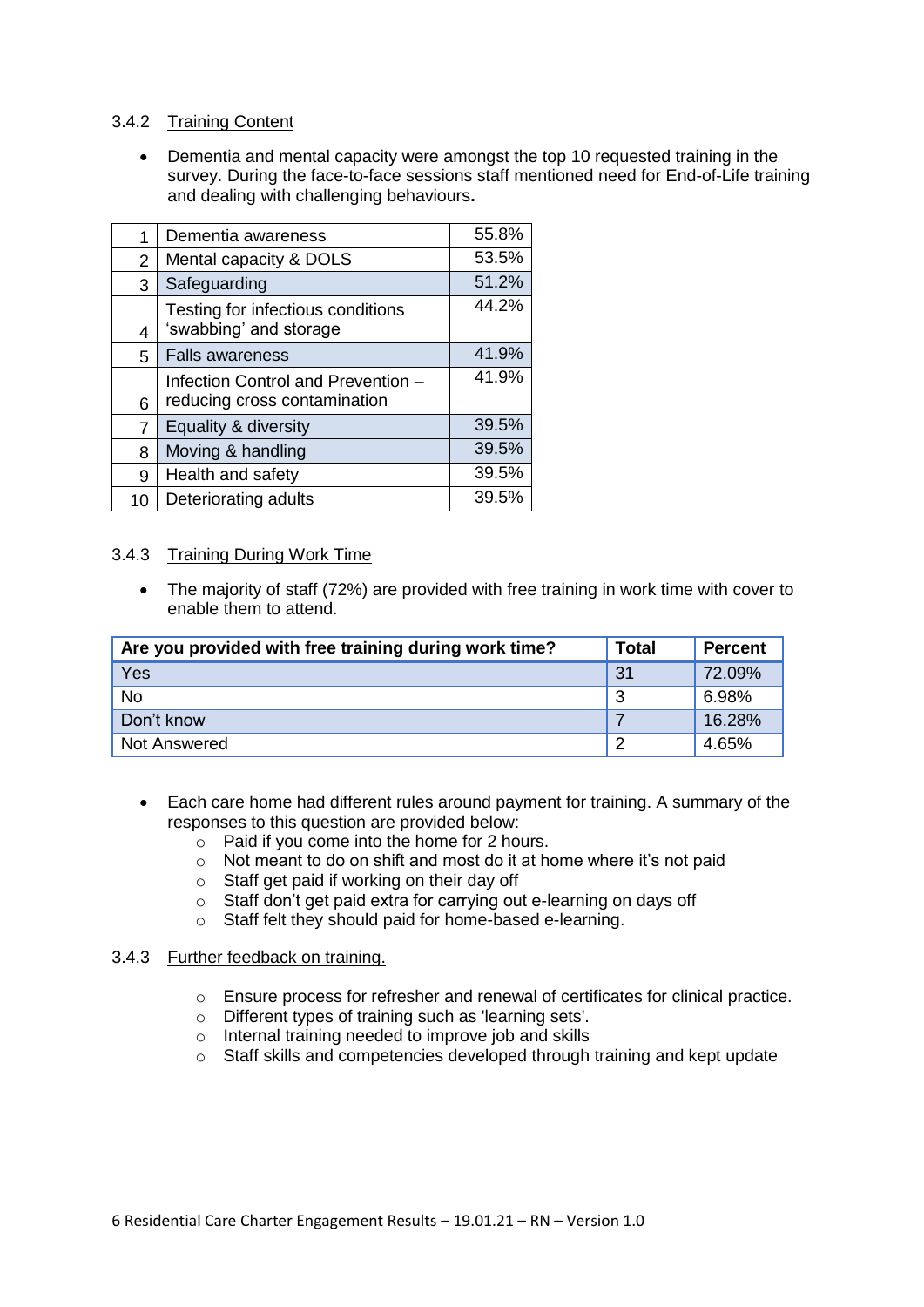### 3.4.2 Training Content

- Dementia and mental capacity were amongst the top 10 requested training in the survey. During the face-to-face sessions staff mentioned need for End-of-Life training and dealing with challenging behaviours**.**

| | | |
|---|---|---|
| 1 | Dementia awareness | 55.8% |
| 2 | Mental capacity & DOLS | 53.5% |
| 3 | Safeguarding | 51.2% |
| 4 | Testing for infectious conditions 'swabbing' and storage | 44.2% |
| 5 | Falls awareness | 41.9% |
| 6 | Infection Control and Prevention – reducing cross contamination | 41.9% |
| 7 | Equality & diversity | 39.5% |
| 8 | Moving & handling | 39.5% |
| 9 | Health and safety | 39.5% |
| 10 | Deteriorating adults | 39.5% |

### 3.4.3 Training During Work Time

- The majority of staff (72%) are provided with free training in work time with cover to enable them to attend.

| Are you provided with free training during work time? | Total | Percent |
|---|---|---|
| Yes | 31 | 72.09% |
| No | 3 | 6.98% |
| Don't know | 7 | 16.28% |
| Not Answered | 2 | 4.65% |

- Each care home had different rules around payment for training. A summary of the responses to this question are provided below:
  - Paid if you come into the home for 2 hours.
  - Not meant to do on shift and most do it at home where it's not paid
  - Staff get paid if working on their day off
  - Staff don't get paid extra for carrying out e-learning on days off
  - Staff felt they should paid for home-based e-learning.

### 3.4.3 Further feedback on training.

- Ensure process for refresher and renewal of certificates for clinical practice.
- Different types of training such as 'learning sets'.
- Internal training needed to improve job and skills
- Staff skills and competencies developed through training and kept update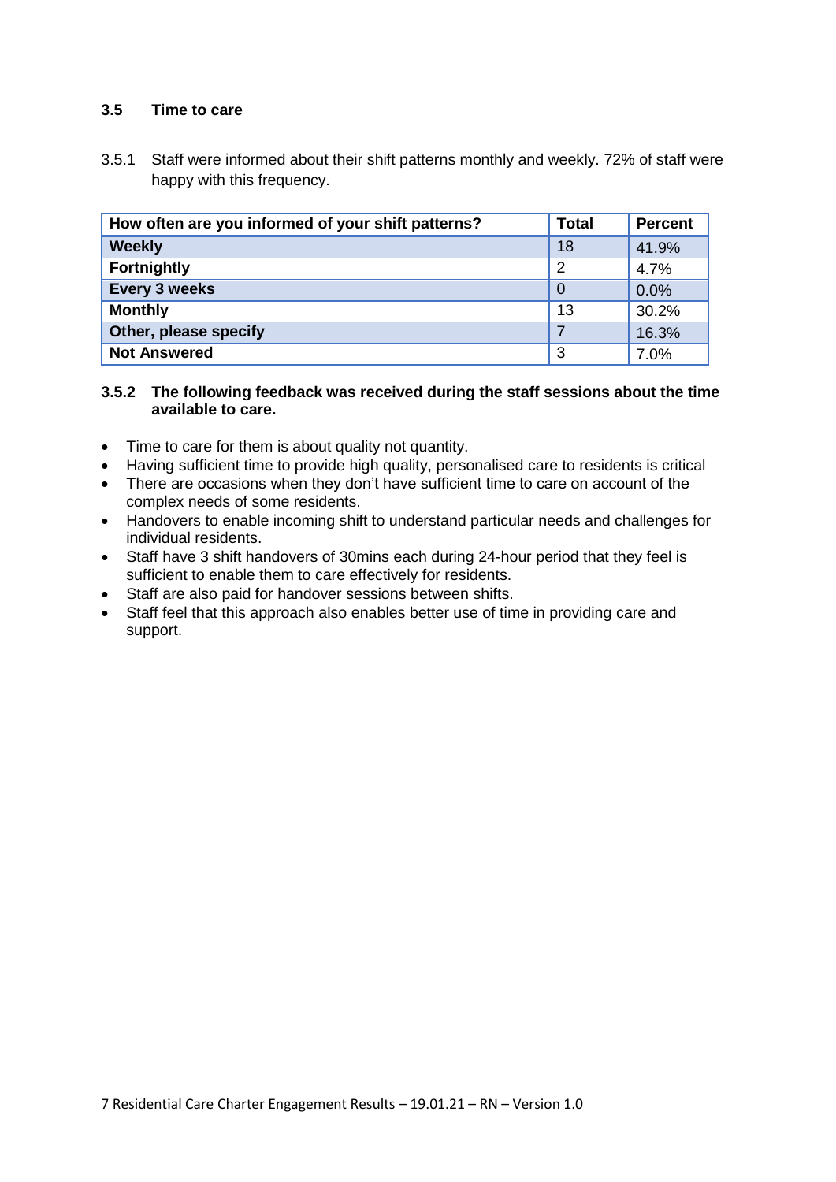### 3.5 Time to care

3.5.1 Staff were informed about their shift patterns monthly and weekly. 72% of staff were happy with this frequency.

| How often are you informed of your shift patterns? | Total | Percent |
|---|---|---|
| **Weekly** | 18 | 41.9% |
| **Fortnightly** | 2 | 4.7% |
| **Every 3 weeks** | 0 | 0.0% |
| **Monthly** | 13 | 30.2% |
| **Other, please specify** | 7 | 16.3% |
| **Not Answered** | 3 | 7.0% |

#### 3.5.2 The following feedback was received during the staff sessions about the time available to care.

- Time to care for them is about quality not quantity.
- Having sufficient time to provide high quality, personalised care to residents is critical
- There are occasions when they don't have sufficient time to care on account of the complex needs of some residents.
- Handovers to enable incoming shift to understand particular needs and challenges for individual residents.
- Staff have 3 shift handovers of 30mins each during 24-hour period that they feel is sufficient to enable them to care effectively for residents.
- Staff are also paid for handover sessions between shifts.
- Staff feel that this approach also enables better use of time in providing care and support.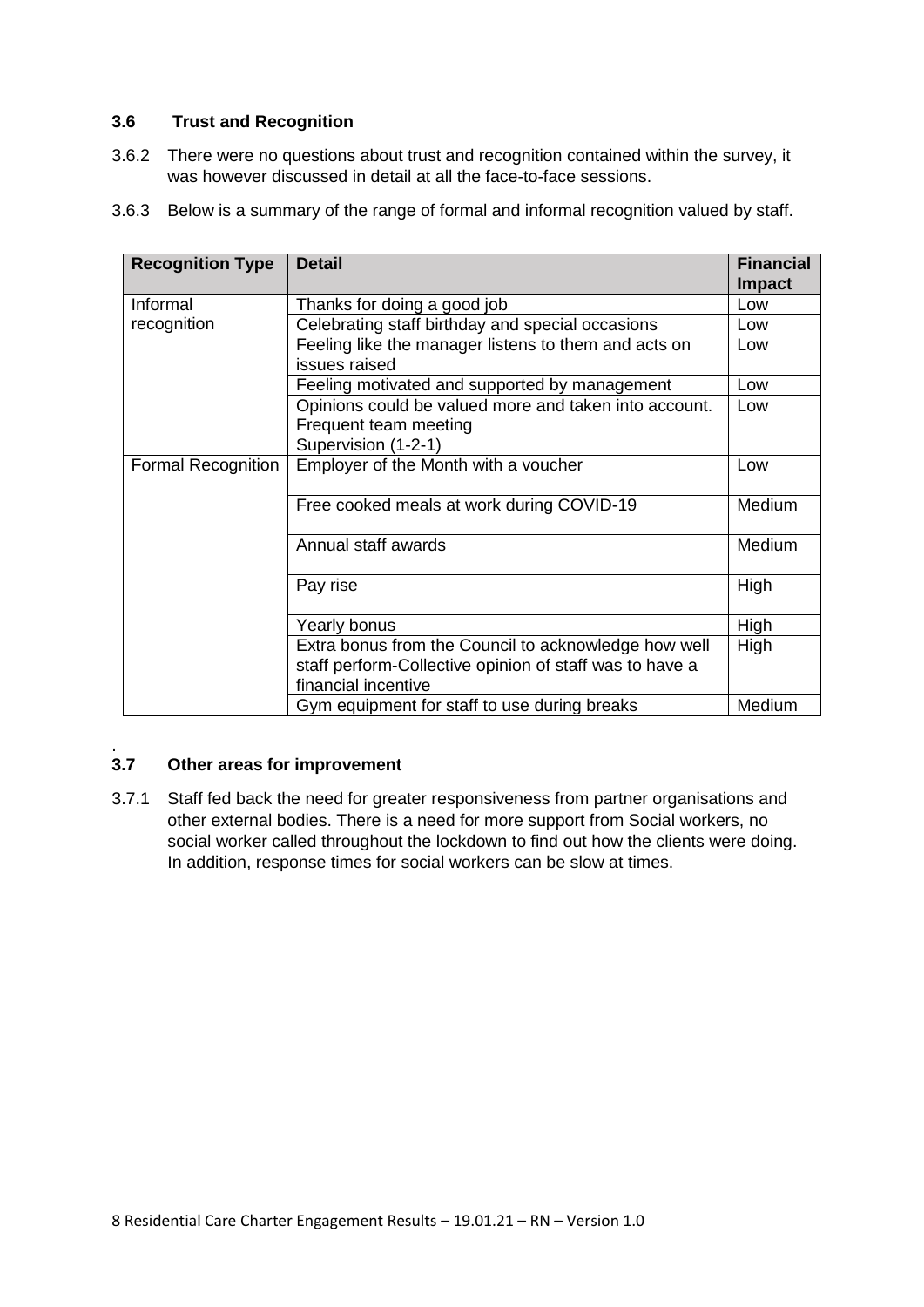### 3.6 Trust and Recognition

3.6.2 There were no questions about trust and recognition contained within the survey, it was however discussed in detail at all the face-to-face sessions.

3.6.3 Below is a summary of the range of formal and informal recognition valued by staff.

| Recognition Type | Detail | Financial Impact |
|---|---|---|
| Informal recognition | Thanks for doing a good job | Low |
| | Celebrating staff birthday and special occasions | Low |
| | Feeling like the manager listens to them and acts on issues raised | Low |
| | Feeling motivated and supported by management | Low |
| | Opinions could be valued more and taken into account. Frequent team meeting Supervision (1-2-1) | Low |
| Formal Recognition | Employer of the Month with a voucher | Low |
| | Free cooked meals at work during COVID-19 | Medium |
| | Annual staff awards | Medium |
| | Pay rise | High |
| | Yearly bonus | High |
| | Extra bonus from the Council to acknowledge how well staff perform-Collective opinion of staff was to have a financial incentive | High |
| | Gym equipment for staff to use during breaks | Medium |

.

### 3.7 Other areas for improvement

3.7.1 Staff fed back the need for greater responsiveness from partner organisations and other external bodies. There is a need for more support from Social workers, no social worker called throughout the lockdown to find out how the clients were doing. In addition, response times for social workers can be slow at times.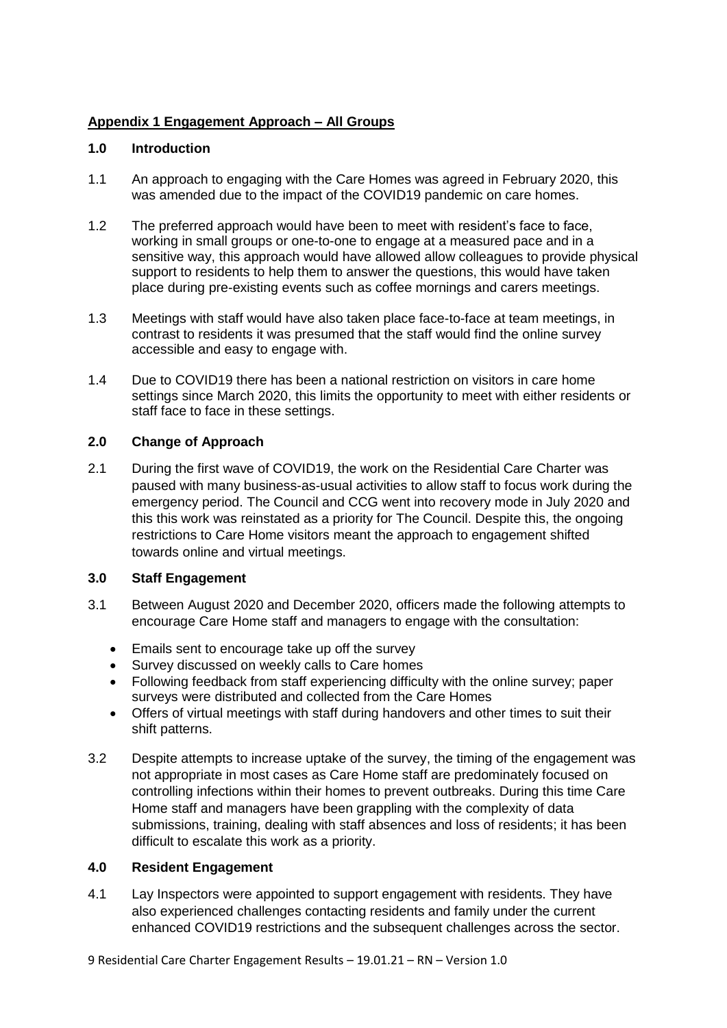## Appendix 1 Engagement Approach – All Groups

### 1.0 Introduction

1.1 An approach to engaging with the Care Homes was agreed in February 2020, this was amended due to the impact of the COVID19 pandemic on care homes.

1.2 The preferred approach would have been to meet with resident's face to face, working in small groups or one-to-one to engage at a measured pace and in a sensitive way, this approach would have allowed allow colleagues to provide physical support to residents to help them to answer the questions, this would have taken place during pre-existing events such as coffee mornings and carers meetings.

1.3 Meetings with staff would have also taken place face-to-face at team meetings, in contrast to residents it was presumed that the staff would find the online survey accessible and easy to engage with.

1.4 Due to COVID19 there has been a national restriction on visitors in care home settings since March 2020, this limits the opportunity to meet with either residents or staff face to face in these settings.

### 2.0 Change of Approach

2.1 During the first wave of COVID19, the work on the Residential Care Charter was paused with many business-as-usual activities to allow staff to focus work during the emergency period. The Council and CCG went into recovery mode in July 2020 and this this work was reinstated as a priority for The Council. Despite this, the ongoing restrictions to Care Home visitors meant the approach to engagement shifted towards online and virtual meetings.

### 3.0 Staff Engagement

3.1 Between August 2020 and December 2020, officers made the following attempts to encourage Care Home staff and managers to engage with the consultation:

- Emails sent to encourage take up off the survey
- Survey discussed on weekly calls to Care homes
- Following feedback from staff experiencing difficulty with the online survey; paper surveys were distributed and collected from the Care Homes
- Offers of virtual meetings with staff during handovers and other times to suit their shift patterns.

3.2 Despite attempts to increase uptake of the survey, the timing of the engagement was not appropriate in most cases as Care Home staff are predominately focused on controlling infections within their homes to prevent outbreaks. During this time Care Home staff and managers have been grappling with the complexity of data submissions, training, dealing with staff absences and loss of residents; it has been difficult to escalate this work as a priority.

### 4.0 Resident Engagement

4.1 Lay Inspectors were appointed to support engagement with residents. They have also experienced challenges contacting residents and family under the current enhanced COVID19 restrictions and the subsequent challenges across the sector.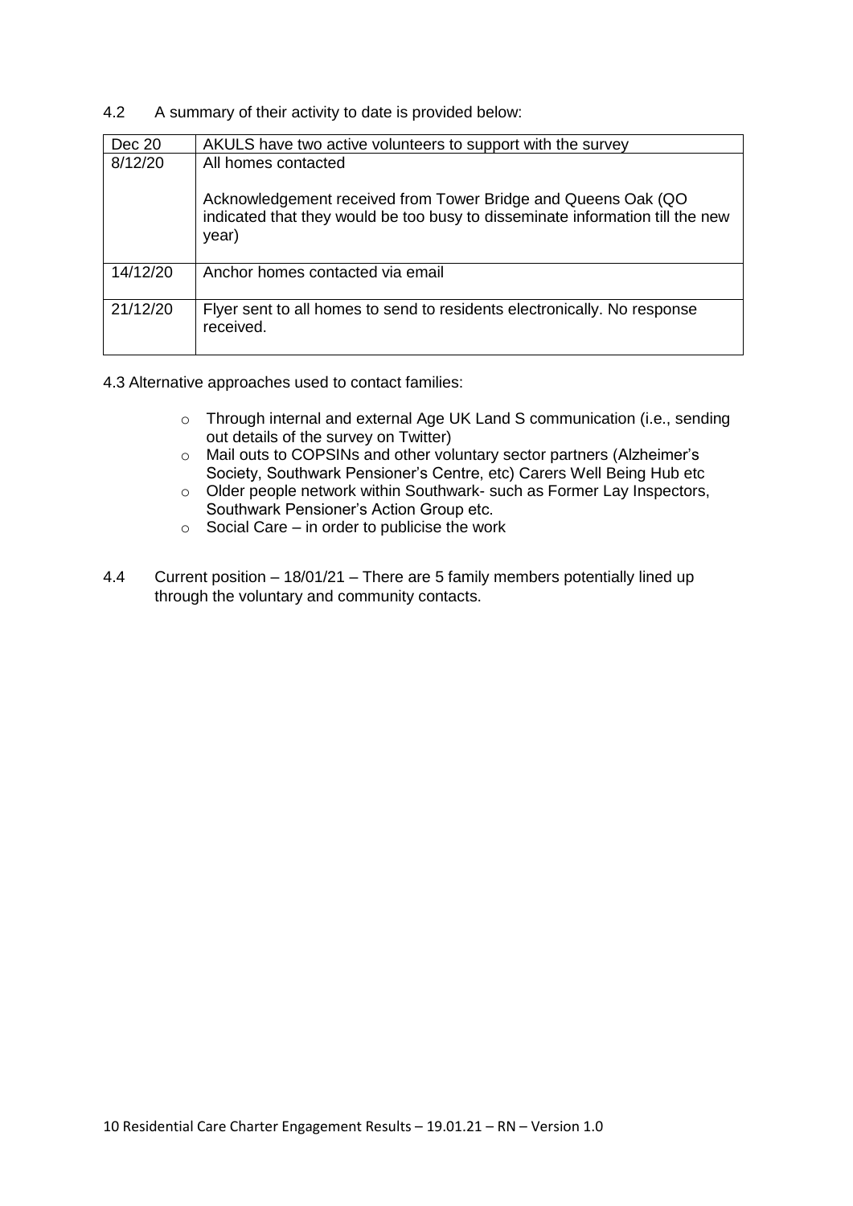4.2 A summary of their activity to date is provided below:

| Dec 20 | AKULS have two active volunteers to support with the survey |
|---|---|
| 8/12/20 | All homes contacted<br><br>Acknowledgement received from Tower Bridge and Queens Oak (QO indicated that they would be too busy to disseminate information till the new year) |
| 14/12/20 | Anchor homes contacted via email |
| 21/12/20 | Flyer sent to all homes to send to residents electronically. No response received. |

4.3 Alternative approaches used to contact families:

- Through internal and external Age UK Land S communication (i.e., sending out details of the survey on Twitter)
- Mail outs to COPSINs and other voluntary sector partners (Alzheimer's Society, Southwark Pensioner's Centre, etc) Carers Well Being Hub etc
- Older people network within Southwark- such as Former Lay Inspectors, Southwark Pensioner's Action Group etc.
- Social Care – in order to publicise the work

4.4 Current position – 18/01/21 – There are 5 family members potentially lined up through the voluntary and community contacts.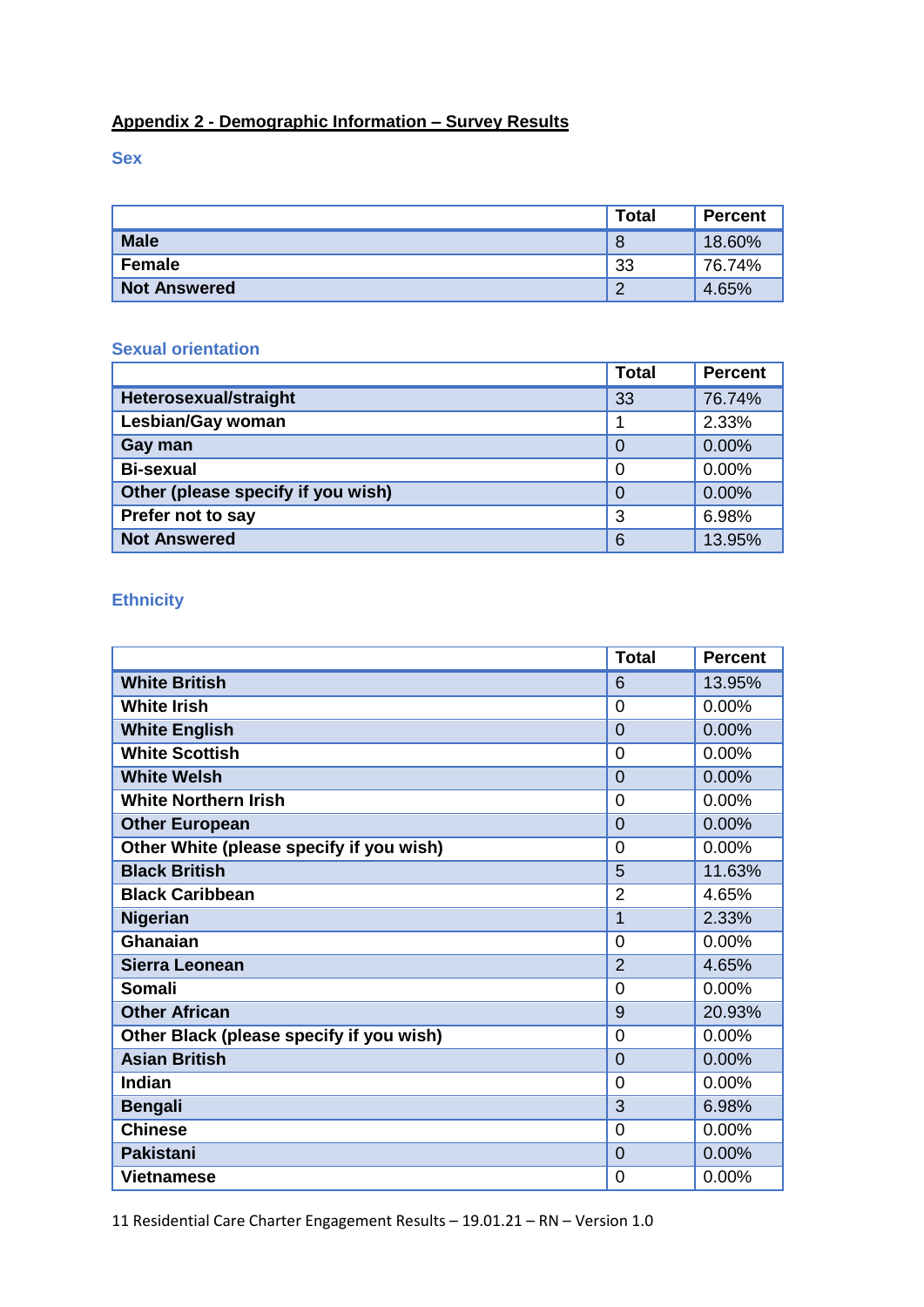**Appendix 2 - Demographic Information – Survey Results**

### Sex

| | Total | Percent |
|---|---|---|
| **Male** | 8 | 18.60% |
| **Female** | 33 | 76.74% |
| **Not Answered** | 2 | 4.65% |

### Sexual orientation

| | Total | Percent |
|---|---|---|
| **Heterosexual/straight** | 33 | 76.74% |
| **Lesbian/Gay woman** | 1 | 2.33% |
| **Gay man** | 0 | 0.00% |
| **Bi-sexual** | 0 | 0.00% |
| **Other (please specify if you wish)** | 0 | 0.00% |
| **Prefer not to say** | 3 | 6.98% |
| **Not Answered** | 6 | 13.95% |

### Ethnicity

| | Total | Percent |
|---|---|---|
| **White British** | 6 | 13.95% |
| **White Irish** | 0 | 0.00% |
| **White English** | 0 | 0.00% |
| **White Scottish** | 0 | 0.00% |
| **White Welsh** | 0 | 0.00% |
| **White Northern Irish** | 0 | 0.00% |
| **Other European** | 0 | 0.00% |
| **Other White (please specify if you wish)** | 0 | 0.00% |
| **Black British** | 5 | 11.63% |
| **Black Caribbean** | 2 | 4.65% |
| **Nigerian** | 1 | 2.33% |
| **Ghanaian** | 0 | 0.00% |
| **Sierra Leonean** | 2 | 4.65% |
| **Somali** | 0 | 0.00% |
| **Other African** | 9 | 20.93% |
| **Other Black (please specify if you wish)** | 0 | 0.00% |
| **Asian British** | 0 | 0.00% |
| **Indian** | 0 | 0.00% |
| **Bengali** | 3 | 6.98% |
| **Chinese** | 0 | 0.00% |
| **Pakistani** | 0 | 0.00% |
| **Vietnamese** | 0 | 0.00% |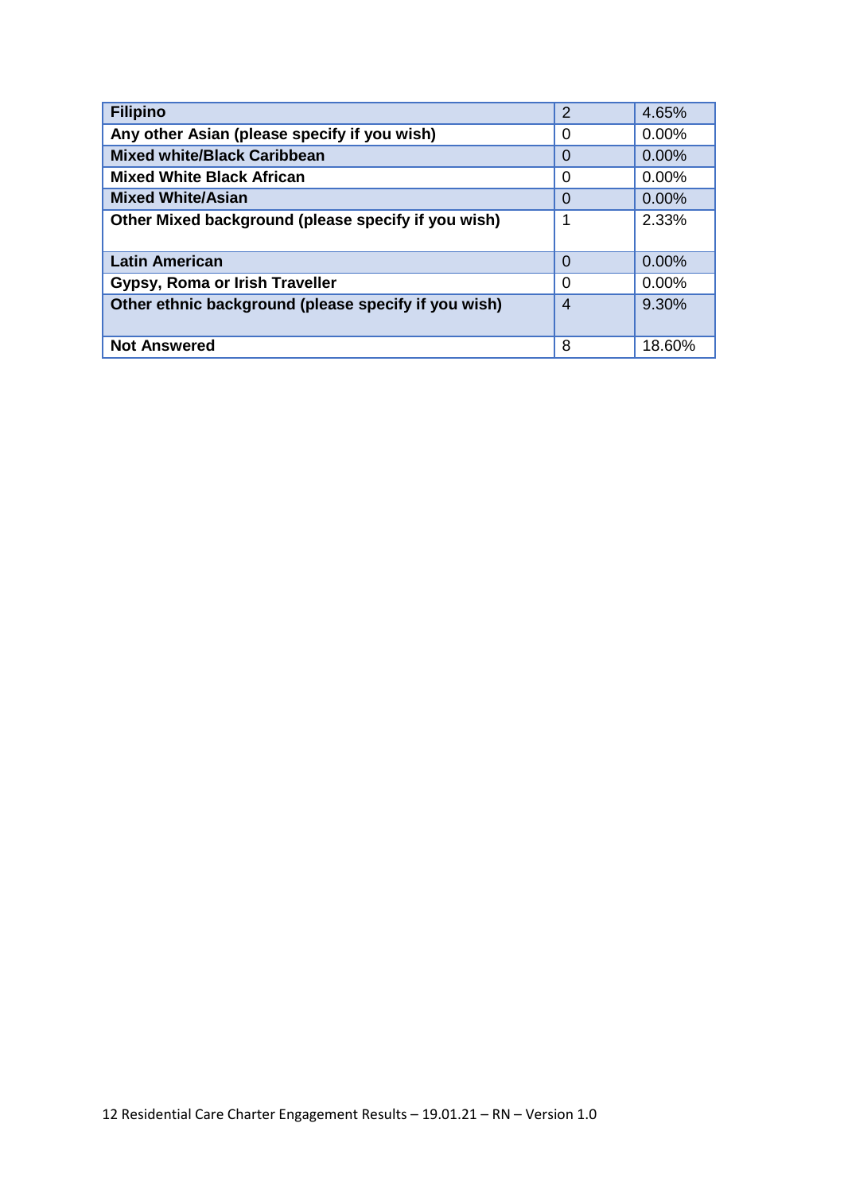| | | |
|---|---|---|
| **Filipino** | 2 | 4.65% |
| **Any other Asian (please specify if you wish)** | 0 | 0.00% |
| **Mixed white/Black Caribbean** | 0 | 0.00% |
| **Mixed White Black African** | 0 | 0.00% |
| **Mixed White/Asian** | 0 | 0.00% |
| **Other Mixed background (please specify if you wish)** | 1 | 2.33% |
| **Latin American** | 0 | 0.00% |
| **Gypsy, Roma or Irish Traveller** | 0 | 0.00% |
| **Other ethnic background (please specify if you wish)** | 4 | 9.30% |
| **Not Answered** | 8 | 18.60% |